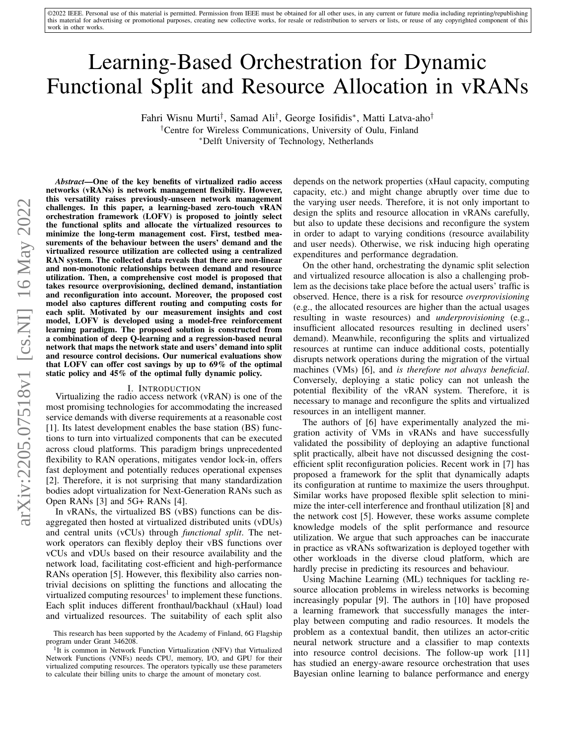©2022 IEEE. Personal use of this material is permitted. Permission from IEEE must be obtained for all other uses, in any current or future media including reprinting/republishing this material for advertising or promotional purposes, creating new collective works, for resale or redistribution to servers or lists, or reuse of any copyrighted component of this work in other works.

# Learning-Based Orchestration for Dynamic Functional Split and Resource Allocation in vRANs

Fahri Wisnu Murti[†], Samad Ali[†], George Iosifidis[*], Matti Latva-aho[†]

[†]Centre for Wireless Communications, University of Oulu, Finland

[*]Delft University of Technology, Netherlands

***Abstract*—One of the key benefits of virtualized radio access networks (vRANs) is network management flexibility. However, this versatility raises previously-unseen network management challenges. In this paper, a learning-based zero-touch vRAN orchestration framework (LOFV) is proposed to jointly select the functional splits and allocate the virtualized resources to minimize the long-term management cost. First, testbed measurements of the behaviour between the users' demand and the virtualized resource utilization are collected using a centralized RAN system. The collected data reveals that there are non-linear and non-monotonic relationships between demand and resource utilization. Then, a comprehensive cost model is proposed that takes resource overprovisioning, declined demand, instantiation and reconfiguration into account. Moreover, the proposed cost model also captures different routing and computing costs for each split. Motivated by our measurement insights and cost model, LOFV is developed using a model-free reinforcement learning paradigm. The proposed solution is constructed from a combination of deep Q-learning and a regression-based neural network that maps the network state and users' demand into split and resource control decisions. Our numerical evaluations show that LOFV can offer cost savings by up to 69% of the optimal static policy and 45% of the optimal fully dynamic policy.**

## I. Introduction

Virtualizing the radio access network (vRAN) is one of the most promising technologies for accommodating the increased service demands with diverse requirements at a reasonable cost [1]. Its latest development enables the base station (BS) functions to turn into virtualized components that can be executed across cloud platforms. This paradigm brings unprecedented flexibility to RAN operations, mitigates vendor lock-in, offers fast deployment and potentially reduces operational expenses [2]. Therefore, it is not surprising that many standardization bodies adopt virtualization for Next-Generation RANs such as Open RANs [3] and 5G+ RANs [4].

In vRANs, the virtualized BS (vBS) functions can be disaggregated then hosted at virtualized distributed units (vDUs) and central units (vCUs) through *functional split*. The network operators can flexibly deploy their vBS functions over vCUs and vDUs based on their resource availability and the network load, facilitating cost-efficient and high-performance RANs operation [5]. However, this flexibility also carries non-trivial decisions on splitting the functions and allocating the virtualized computing resources[1] to implement these functions. Each split induces different fronthaul/backhaul (xHaul) load and virtualized resources. The suitability of each split also depends on the network properties (xHaul capacity, computing capacity, etc.) and might change abruptly over time due to the varying user needs. Therefore, it is not only important to design the splits and resource allocation in vRANs carefully, but also to update these decisions and reconfigure the system in order to adapt to varying conditions (resource availability and user needs). Otherwise, we risk inducing high operating expenditures and performance degradation.

On the other hand, orchestrating the dynamic split selection and virtualized resource allocation is also a challenging problem as the decisions take place before the actual users' traffic is observed. Hence, there is a risk for resource *overprovisioning* (e.g., the allocated resources are higher than the actual usages resulting in waste resources) and *underprovisioning* (e.g., insufficient allocated resources resulting in declined users' demand). Meanwhile, reconfiguring the splits and virtualized resources at runtime can induce additional costs, potentially disrupts network operations during the migration of the virtual machines (VMs) [6], and *is therefore not always beneficial*. Conversely, deploying a static policy can not unleash the potential flexibility of the vRAN system. Therefore, it is necessary to manage and reconfigure the splits and virtualized resources in an intelligent manner.

The authors of [6] have experimentally analyzed the migration activity of VMs in vRANs and have successfully validated the possibility of deploying an adaptive functional split practically, albeit have not discussed designing the cost-efficient split reconfiguration policies. Recent work in [7] has proposed a framework for the split that dynamically adapts its configuration at runtime to maximize the users throughput. Similar works have proposed flexible split selection to minimize the inter-cell interference and fronthaul utilization [8] and the network cost [5]. However, these works assume complete knowledge models of the split performance and resource utilization. We argue that such approaches can be inaccurate in practice as vRANs softwarization is deployed together with other workloads in the diverse cloud platform, which are hardly precise in predicting its resources and behaviour.

Using Machine Learning (ML) techniques for tackling resource allocation problems in wireless networks is becoming increasingly popular [9]. The authors in [10] have proposed a learning framework that successfully manages the interplay between computing and radio resources. It models the problem as a contextual bandit, then utilizes an actor-critic neural network structure and a classifier to map contexts into resource control decisions. The follow-up work [11] has studied an energy-aware resource orchestration that uses Bayesian online learning to balance performance and energy

This research has been supported by the Academy of Finland, 6G Flagship program under Grant 346208.

[1]It is common in Network Function Virtualization (NFV) that Virtualized Network Functions (VNFs) needs CPU, memory, I/O, and GPU for their virtualized computing resources. The operators typically use these parameters to calculate their billing units to charge the amount of monetary cost.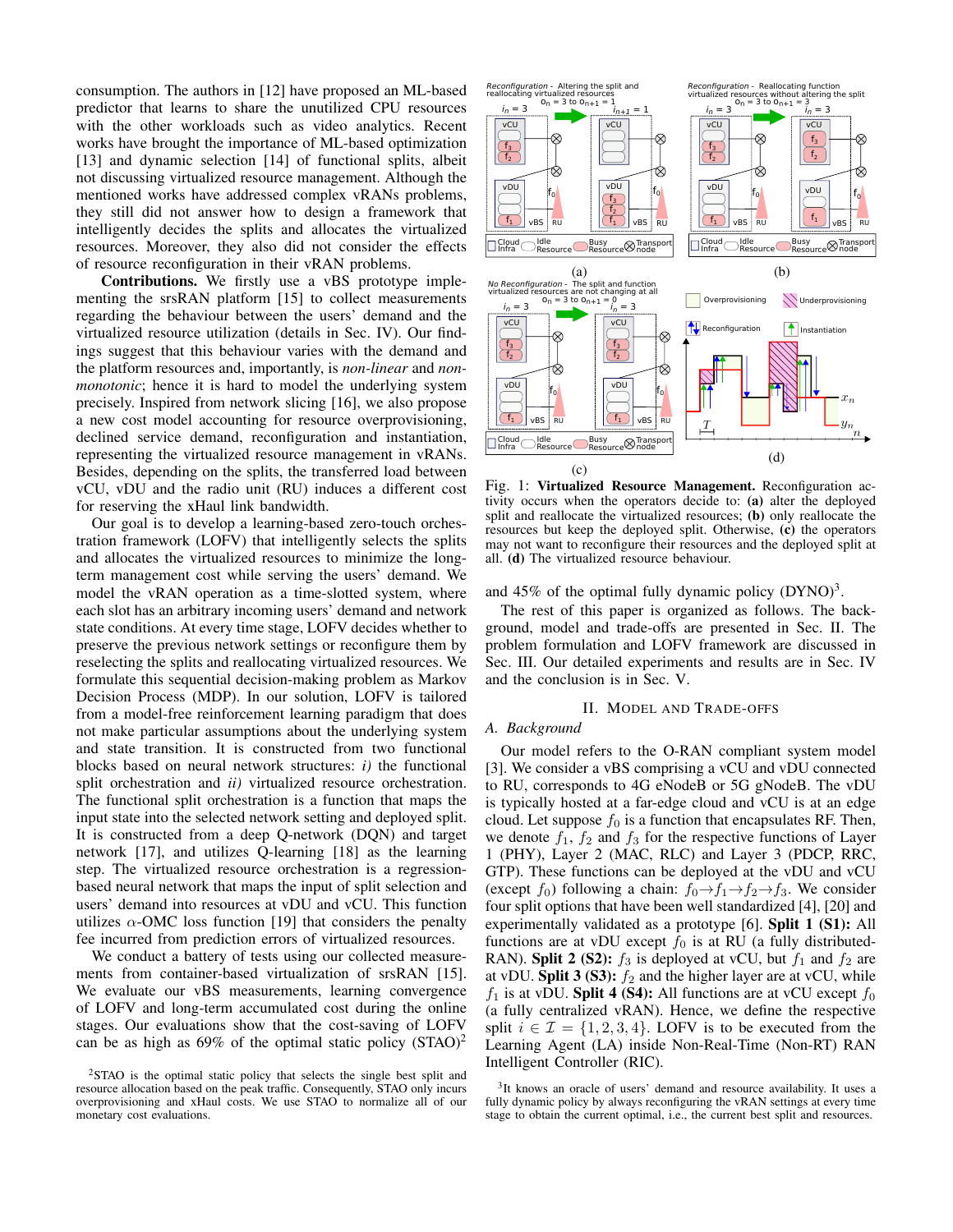consumption. The authors in [12] have proposed an ML-based predictor that learns to share the unutilized CPU resources with the other workloads such as video analytics. Recent works have brought the importance of ML-based optimization [13] and dynamic selection [14] of functional splits, albeit not discussing virtualized resource management. Although the mentioned works have addressed complex vRANs problems, they still did not answer how to design a framework that intelligently decides the splits and allocates the virtualized resources. Moreover, they also did not consider the effects of resource reconfiguration in their vRAN problems.

**Contributions.** We firstly use a vBS prototype implementing the srsRAN platform [15] to collect measurements regarding the behaviour between the users' demand and the virtualized resource utilization (details in Sec. IV). Our findings suggest that this behaviour varies with the demand and the platform resources and, importantly, is *non-linear* and *non-monotonic*; hence it is hard to model the underlying system precisely. Inspired from network slicing [16], we also propose a new cost model accounting for resource overprovisioning, declined service demand, reconfiguration and instantiation, representing the virtualized resource management in vRANs. Besides, depending on the splits, the transferred load between vCU, vDU and the radio unit (RU) induces a different cost for reserving the xHaul link bandwidth.

Our goal is to develop a learning-based zero-touch orchestration framework (LOFV) that intelligently selects the splits and allocates the virtualized resources to minimize the long-term management cost while serving the users' demand. We model the vRAN operation as a time-slotted system, where each slot has an arbitrary incoming users' demand and network state conditions. At every time stage, LOFV decides whether to preserve the previous network settings or reconfigure them by reselecting the splits and reallocating virtualized resources. We formulate this sequential decision-making problem as Markov Decision Process (MDP). In our solution, LOFV is tailored from a model-free reinforcement learning paradigm that does not make particular assumptions about the underlying system and state transition. It is constructed from two functional blocks based on neural network structures: *i)* the functional split orchestration and *ii)* virtualized resource orchestration. The functional split orchestration is a function that maps the input state into the selected network setting and deployed split. It is constructed from a deep Q-network (DQN) and target network [17], and utilizes Q-learning [18] as the learning step. The virtualized resource orchestration is a regression-based neural network that maps the input of split selection and users' demand into resources at vDU and vCU. This function utilizes $\alpha$-OMC loss function [19] that considers the penalty fee incurred from prediction errors of virtualized resources.

We conduct a battery of tests using our collected measurements from container-based virtualization of srsRAN [15]. We evaluate our vBS measurements, learning convergence of LOFV and long-term accumulated cost during the online stages. Our evaluations show that the cost-saving of LOFV can be as high as 69% of the optimal static policy (STAO)[2] and 45% of the optimal fully dynamic policy (DYNO)[3].

The rest of this paper is organized as follows. The background, model and trade-offs are presented in Sec. II. The problem formulation and LOFV framework are discussed in Sec. III. Our detailed experiments and results are in Sec. IV and the conclusion is in Sec. V.

Fig. 1: **Virtualized Resource Management.** Reconfiguration activity occurs when the operators decide to: **(a)** alter the deployed split and reallocate the virtualized resources; **(b)** only reallocate the resources but keep the deployed split. Otherwise, **(c)** the operators may not want to reconfigure their resources and the deployed split at all. **(d)** The virtualized resource behaviour.

## II. Model and Trade-offs

### A. Background

Our model refers to the O-RAN compliant system model [3]. We consider a vBS comprising a vCU and vDU connected to RU, corresponds to 4G eNodeB or 5G gNodeB. The vDU is typically hosted at a far-edge cloud and vCU is at an edge cloud. Let suppose $f_0$ is a function that encapsulates RF. Then, we denote $f_1$, $f_2$ and $f_3$ for the respective functions of Layer 1 (PHY), Layer 2 (MAC, RLC) and Layer 3 (PDCP, RRC, GTP). These functions can be deployed at the vDU and vCU (except $f_0$) following a chain: $f_0 \to f_1 \to f_2 \to f_3$. We consider four split options that have been well standardized [4], [20] and experimentally validated as a prototype [6]. **Split 1 (S1):** All functions are at vDU except $f_0$ is at RU (a fully distributed-RAN). **Split 2 (S2):** $f_3$ is deployed at vCU, but $f_1$ and $f_2$ are at vDU. **Split 3 (S3):** $f_2$ and the higher layer are at vCU, while $f_1$ is at vDU. **Split 4 (S4):** All functions are at vCU except $f_0$ (a fully centralized vRAN). Hence, we define the respective split $i \in \mathcal{I} = \{1, 2, 3, 4\}$. LOFV is to be executed from the Learning Agent (LA) inside Non-Real-Time (Non-RT) RAN Intelligent Controller (RIC).

[2] STAO is the optimal static policy that selects the single best split and resource allocation based on the peak traffic. Consequently, STAO only incurs overprovisioning and xHaul costs. We use STAO to normalize all of our monetary cost evaluations.

[3] It knows an oracle of users' demand and resource availability. It uses a fully dynamic policy by always reconfiguring the vRAN settings at every time stage to obtain the current optimal, i.e., the current best split and resources.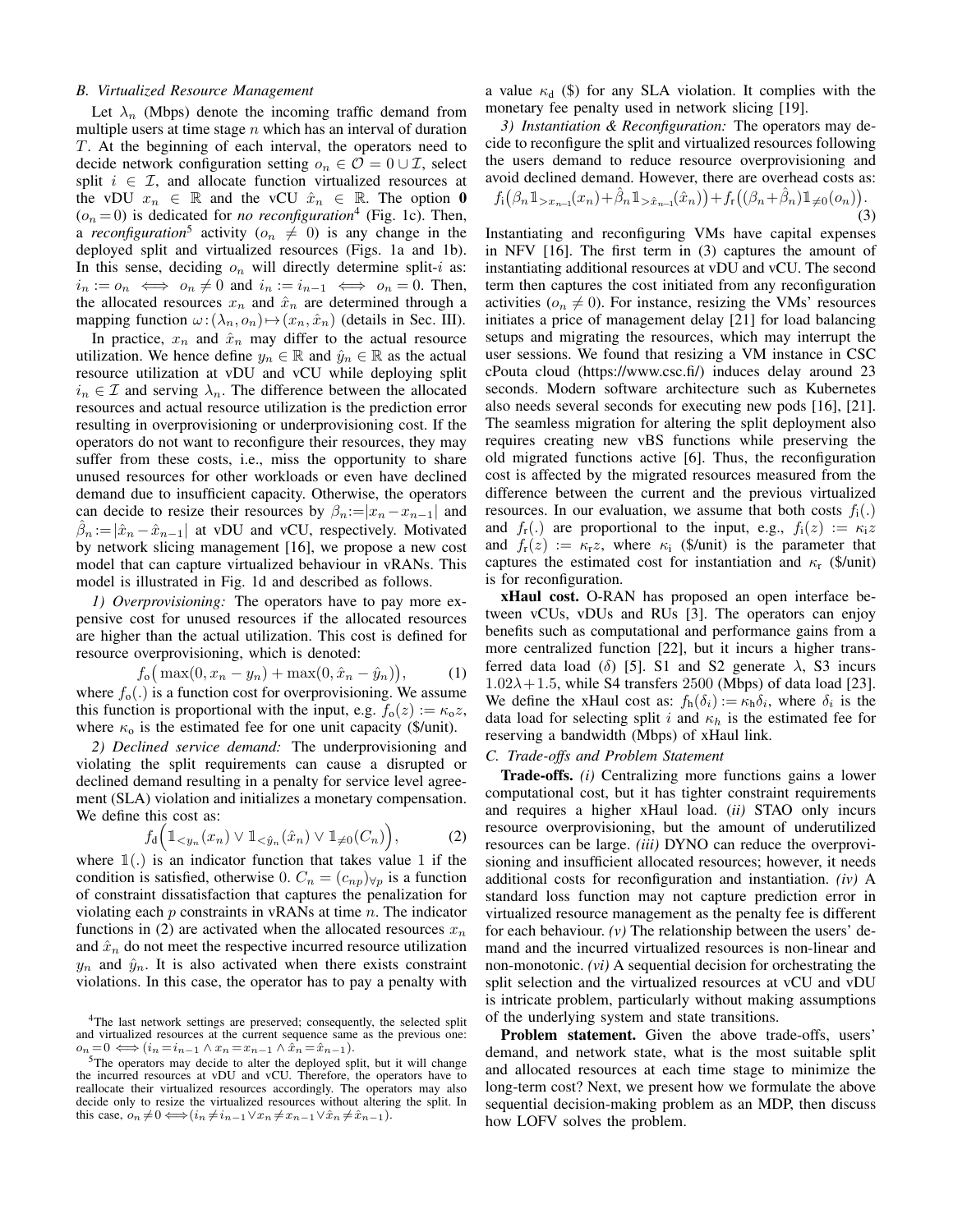### B. Virtualized Resource Management

Let $\lambda_n$ (Mbps) denote the incoming traffic demand from multiple users at time stage $n$ which has an interval of duration $T$. At the beginning of each interval, the operators need to decide network configuration setting $o_n \in \mathcal{O} = \mathbf{0} \cup \mathcal{I}$, select split $i \in \mathcal{I}$, and allocate function virtualized resources at the vDU $x_n \in \mathbb{R}$ and the vCU $\hat{x}_n \in \mathbb{R}$. The option $\mathbf{0}$ ($o_n = 0$) is dedicated for *no reconfiguration*[4] (Fig. 1c). Then, a *reconfiguration*[5] activity ($o_n \neq 0$) is any change in the deployed split and virtualized resources (Figs. 1a and 1b). In this sense, deciding $o_n$ will directly determine split-$i$ as: $i_n := o_n \iff o_n \neq 0$ and $i_n := i_{n-1} \iff o_n = 0$. Then, the allocated resources $x_n$ and $\hat{x}_n$ are determined through a mapping function $\omega : (\lambda_n, o_n) \mapsto (x_n, \hat{x}_n)$ (details in Sec. III).

In practice, $x_n$ and $\hat{x}_n$ may differ to the actual resource utilization. We hence define $y_n \in \mathbb{R}$ and $\hat{y}_n \in \mathbb{R}$ as the actual resource utilization at vDU and vCU while deploying split $i_n \in \mathcal{I}$ and serving $\lambda_n$. The difference between the allocated resources and actual resource utilization is the prediction error resulting in overprovisioning or underprovisioning cost. If the operators do not want to reconfigure their resources, they may suffer from these costs, i.e., miss the opportunity to share unused resources for other workloads or even have declined demand due to insufficient capacity. Otherwise, the operators can decide to resize their resources by $\beta_n := |x_n - x_{n-1}|$ and $\hat{\beta}_n := |\hat{x}_n - \hat{x}_{n-1}|$ at vDU and vCU, respectively. Motivated by network slicing management [16], we propose a new cost model that can capture virtualized behaviour in vRANs. This model is illustrated in Fig. 1d and described as follows.

*1) Overprovisioning:* The operators have to pay more expensive cost for unused resources if the allocated resources are higher than the actual utilization. This cost is defined for resource overprovisioning, which is denoted:

$$f_\mathrm{o}\big(\max(0, x_n - y_n) + \max(0, \hat{x}_n - \hat{y}_n)\big), \tag{1}$$

where $f_\mathrm{o}(.)$ is a function cost for overprovisioning. We assume this function is proportional with the input, e.g. $f_\mathrm{o}(z) := \kappa_\mathrm{o} z$, where $\kappa_\mathrm{o}$ is the estimated fee for one unit capacity (\$/unit).

*2) Declined service demand:* The underprovisioning and violating the split requirements can cause a disrupted or declined demand resulting in a penalty for service level agreement (SLA) violation and initializes a monetary compensation. We define this cost as:

$$f_\mathrm{d}\Big(\mathbb{1}_{<y_n}(x_n) \vee \mathbb{1}_{<\hat{y}_n}(\hat{x}_n) \vee \mathbb{1}_{\neq 0}(C_n)\Big), \tag{2}$$

where $\mathbb{1}(.)$ is an indicator function that takes value 1 if the condition is satisfied, otherwise 0. $C_n = (c_{np})_{\forall p}$ is a function of constraint dissatisfaction that captures the penalization for violating each $p$ constraints in vRANs at time $n$. The indicator functions in (2) are activated when the allocated resources $x_n$ and $\hat{x}_n$ do not meet the respective incurred resource utilization $y_n$ and $\hat{y}_n$. It is also activated when there exists constraint violations. In this case, the operator has to pay a penalty with a value $\kappa_\mathrm{d}$ (\$) for any SLA violation. It complies with the monetary fee penalty used in network slicing [19].

*3) Instantiation & Reconfiguration:* The operators may decide to reconfigure the split and virtualized resources following the users demand to reduce resource overprovisioning and avoid declined demand. However, there are overhead costs as:

$$f_\mathrm{i}\big(\beta_n \mathbb{1}_{>x_{n-1}}(x_n) + \hat{\beta}_n \mathbb{1}_{>\hat{x}_{n-1}}(\hat{x}_n)\big) + f_\mathrm{r}\big((\beta_n + \hat{\beta}_n)\mathbb{1}_{\neq 0}(o_n)\big). \tag{3}$$

Instantiating and reconfiguring VMs have capital expenses in NFV [16]. The first term in (3) captures the amount of instantiating additional resources at vDU and vCU. The second term then captures the cost initiated from any reconfiguration activities ($o_n \neq 0$). For instance, resizing the VMs' resources initiates a price of management delay [21] for load balancing setups and migrating the resources, which may interrupt the user sessions. We found that resizing a VM instance in CSC cPouta cloud (https://www.csc.fi/) induces delay around 23 seconds. Modern software architecture such as Kubernetes also needs several seconds for executing new pods [16], [21]. The seamless migration for altering the split deployment also requires creating new vBS functions while preserving the old migrated functions active [6]. Thus, the reconfiguration cost is affected by the migrated resources measured from the difference between the current and the previous virtualized resources. In our evaluation, we assume that both costs $f_\mathrm{i}(.)$ and $f_\mathrm{r}(.)$ are proportional to the input, e.g., $f_\mathrm{i}(z) := \kappa_\mathrm{i} z$ and $f_\mathrm{r}(z) := \kappa_\mathrm{r} z$, where $\kappa_\mathrm{i}$ (\$/unit) is the parameter that captures the estimated cost for instantiation and $\kappa_\mathrm{r}$ (\$/unit) is for reconfiguration.

**xHaul cost.** O-RAN has proposed an open interface between vCUs, vDUs and RUs [3]. The operators can enjoy benefits such as computational and performance gains from a more centralized function [22], but it incurs a higher transferred data load ($\delta$) [5]. S1 and S2 generate $\lambda$, S3 incurs $1.02\lambda + 1.5$, while S4 transfers 2500 (Mbps) of data load [23]. We define the xHaul cost as: $f_\mathrm{h}(\delta_i) := \kappa_\mathrm{h} \delta_i$, where $\delta_i$ is the data load for selecting split $i$ and $\kappa_h$ is the estimated fee for reserving a bandwidth (Mbps) of xHaul link.

### C. Trade-offs and Problem Statement

**Trade-offs.** *(i)* Centralizing more functions gains a lower computational cost, but it has tighter constraint requirements and requires a higher xHaul load. *(ii)* STAO only incurs resource overprovisioning, but the amount of underutilized resources can be large. *(iii)* DYNO can reduce the overprovisioning and insufficient allocated resources; however, it needs additional costs for reconfiguration and instantiation. *(iv)* A standard loss function may not capture prediction error in virtualized resource management as the penalty fee is different for each behaviour. *(v)* The relationship between the users' demand and the incurred virtualized resources is non-linear and non-monotonic. *(vi)* A sequential decision for orchestrating the split selection and the virtualized resources at vCU and vDU is intricate problem, particularly without making assumptions of the underlying system and state transitions.

**Problem statement.** Given the above trade-offs, users' demand, and network state, what is the most suitable split and allocated resources at each time stage to minimize the long-term cost? Next, we present how we formulate the above sequential decision-making problem as an MDP, then discuss how LOFV solves the problem.

---

[4] The last network settings are preserved; consequently, the selected split and virtualized resources at the current sequence same as the previous one: $o_n = 0 \iff (i_n = i_{n-1} \wedge x_n = x_{n-1} \wedge \hat{x}_n = \hat{x}_{n-1})$.

[5] The operators may decide to alter the deployed split, but it will change the incurred resources at vDU and vCU. Therefore, the operators have to reallocate their virtualized resources accordingly. The operators may also decide only to resize the virtualized resources without altering the split. In this case, $o_n \neq 0 \iff (i_n \neq i_{n-1} \vee x_n \neq x_{n-1} \vee \hat{x}_n \neq \hat{x}_{n-1})$.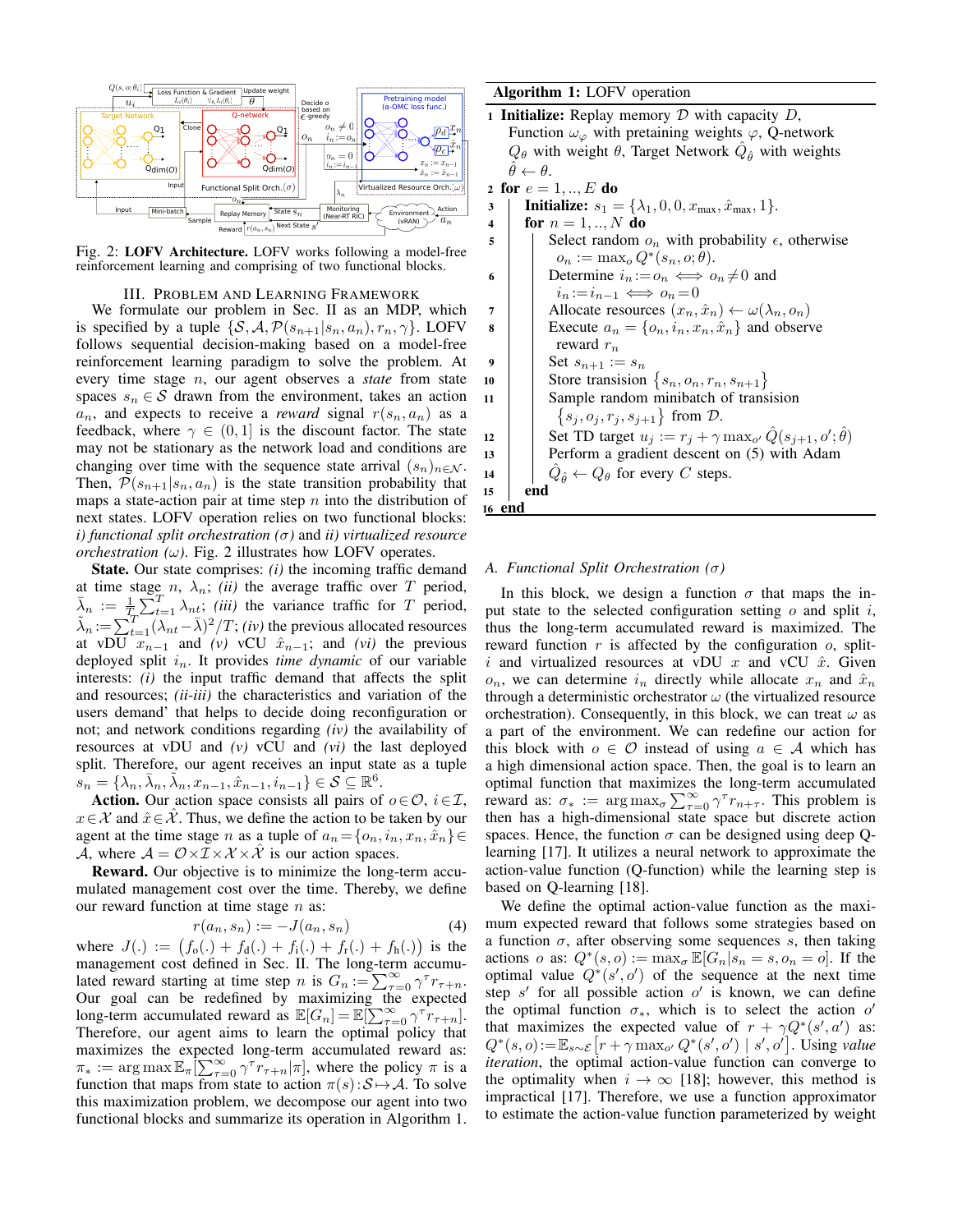Fig. 2: **LOFV Architecture.** LOFV works following a model-free reinforcement learning and comprising of two functional blocks.

## III. Problem and Learning Framework

We formulate our problem in Sec. II as an MDP, which is specified by a tuple $\{\mathcal{S}, \mathcal{A}, \mathcal{P}(s_{n+1}|s_n, a_n), r_n, \gamma\}$. LOFV follows sequential decision-making based on a model-free reinforcement learning paradigm to solve the problem. At every time stage $n$, our agent observes a *state* from state spaces $s_n \in \mathcal{S}$ drawn from the environment, takes an action $a_n$, and expects to receive a *reward* signal $r(s_n, a_n)$ as a feedback, where $\gamma \in (0, 1]$ is the discount factor. The state may not be stationary as the network load and conditions are changing over time with the sequence state arrival $(s_n)_{n\in\mathcal{N}}$. Then, $\mathcal{P}(s_{n+1}|s_n, a_n)$ is the state transition probability that maps a state-action pair at time step $n$ into the distribution of next states. LOFV operation relies on two functional blocks: *i) functional split orchestration ($\sigma$)* and *ii) virtualized resource orchestration ($\omega$)*. Fig. 2 illustrates how LOFV operates.

**State.** Our state comprises: *(i)* the incoming traffic demand at time stage $n$, $\lambda_n$; *(ii)* the average traffic over $T$ period, $\bar{\lambda}_n := \frac{1}{T}\sum_{t=1}^{T}\lambda_{nt}$; *(iii)* the variance traffic for $T$ period, $\tilde{\lambda}_n := \sum_{t=1}^{T}(\lambda_{nt} - \bar{\lambda})^2/T$; *(iv)* the previous allocated resources at vDU $x_{n-1}$ and *(v)* vCU $\hat{x}_{n-1}$; and *(vi)* the previous deployed split $i_n$. It provides *time dynamic* of our variable interests: *(i)* the input traffic demand that affects the split and resources; *(ii-iii)* the characteristics and variation of the users demand' that helps to decide doing reconfiguration or not; and network conditions regarding *(iv)* the availability of resources at vDU and *(v)* vCU and *(vi)* the last deployed split. Therefore, our agent receives an input state as a tuple $s_n = \{\lambda_n, \bar{\lambda}_n, \tilde{\lambda}_n, x_{n-1}, \hat{x}_{n-1}, i_{n-1}\} \in \mathcal{S} \subseteq \mathbb{R}^6$.

**Action.** Our action space consists all pairs of $o \in \mathcal{O}$, $i \in \mathcal{I}$, $x \in \mathcal{X}$ and $\hat{x} \in \hat{\mathcal{X}}$. Thus, we define the action to be taken by our agent at the time stage $n$ as a tuple of $a_n = \{o_n, i_n, x_n, \hat{x}_n\} \in \mathcal{A}$, where $\mathcal{A} = \mathcal{O} \times \mathcal{I} \times \mathcal{X} \times \hat{\mathcal{X}}$ is our action spaces.

**Reward.** Our objective is to minimize the long-term accumulated management cost over the time. Thereby, we define our reward function at time stage $n$ as:

$$r(a_n, s_n) := -J(a_n, s_n) \tag{4}$$

where $J(.) := \big(f_o(.) + f_d(.) + f_i(.) + f_r(.) + f_h(.)\big)$ is the management cost defined in Sec. II. The long-term accumulated reward starting at time step $n$ is $G_n := \sum_{\tau=0}^{\infty}\gamma^\tau r_{\tau+n}$. Our goal can be redefined by maximizing the expected long-term accumulated reward as $\mathbb{E}[G_n] = \mathbb{E}[\sum_{\tau=0}^{\infty}\gamma^\tau r_{\tau+n}]$. Therefore, our agent aims to learn the optimal policy that maximizes the expected long-term accumulated reward as: $\pi_* := \arg\max \mathbb{E}_\pi[\sum_{\tau=0}^{\infty}\gamma^\tau r_{\tau+n}|\pi]$, where the policy $\pi$ is a function that maps from state to action $\pi(s) : \mathcal{S} \mapsto \mathcal{A}$. To solve this maximization problem, we decompose our agent into two functional blocks and summarize its operation in Algorithm 1.

**Algorithm 1:** LOFV operation

```
1  Initialize: Replay memory D with capacity D,
     Function ω_φ with pretaining weights φ, Q-network
     Q_θ with weight θ, Target Network Q̂_θ̂ with weights
     θ̂ ← θ.
2  for e = 1, .., E do
3      Initialize: s_1 = {λ_1, 0, 0, x_max, x̂_max, 1}.
4      for n = 1, .., N do
5          Select random o_n with probability ε, otherwise
             o_n := max_o Q*(s_n, o; θ).
6          Determine i_n := o_n ⟺ o_n ≠ 0 and
             i_n := i_{n-1} ⟺ o_n = 0
7          Allocate resources (x_n, x̂_n) ← ω(λ_n, o_n)
8          Execute a_n = {o_n, i_n, x_n, x̂_n} and observe
             reward r_n
9          Set s_{n+1} := s_n
10         Store transision {s_n, o_n, r_n, s_{n+1}}
11         Sample random minibatch of transision
             {s_j, o_j, r_j, s_{j+1}} from D.
12         Set TD target u_j := r_j + γ max_{o'} Q̂(s_{j+1}, o'; θ̂)
13         Perform a gradient descent on (5) with Adam
14         Q̂_θ̂ ← Q_θ for every C steps.
15     end
16 end
```

### A. Functional Split Orchestration ($\sigma$)

In this block, we design a function $\sigma$ that maps the input state to the selected configuration setting $o$ and split $i$, thus the long-term accumulated reward is maximized. The reward function $r$ is affected by the configuration $o$, split-$i$ and virtualized resources at vDU $x$ and vCU $\hat{x}$. Given $o_n$, we can determine $i_n$ directly while allocate $x_n$ and $\hat{x}_n$ through a deterministic orchestrator $\omega$ (the virtualized resource orchestration). Consequently, in this block, we can treat $\omega$ as a part of the environment. We can redefine our action for this block with $o \in \mathcal{O}$ instead of using $a \in \mathcal{A}$ which has a high dimensional action space. Then, the goal is to learn an optimal function that maximizes the long-term accumulated reward as: $\sigma_* := \arg\max_\sigma \sum_{\tau=0}^{\infty}\gamma^\tau r_{n+\tau}$. This problem is then has a high-dimensional state space but discrete action spaces. Hence, the function $\sigma$ can be designed using deep Q-learning [17]. It utilizes a neural network to approximate the action-value function (Q-function) while the learning step is based on Q-learning [18].

We define the optimal action-value function as the maximum expected reward that follows some strategies based on a function $\sigma$, after observing some sequences $s$, then taking actions $o$ as: $Q^*(s, o) := \max_\sigma \mathbb{E}[G_n|s_n = s, o_n = o]$. If the optimal value $Q^*(s', o')$ of the sequence at the next time step $s'$ for all possible action $o'$ is known, we can define the optimal function $\sigma_*$, which is to select the action $o'$ that maximizes the expected value of $r + \gamma Q^*(s', a')$ as: $Q^*(s, o) := \mathbb{E}_{s\sim\mathcal{E}}\big[r + \gamma \max_{o'} Q^*(s', o') \mid s', o'\big]$. Using *value iteration*, the optimal action-value function can converge to the optimality when $i \to \infty$ [18]; however, this method is impractical [17]. Therefore, we use a function approximator to estimate the action-value function parameterized by weight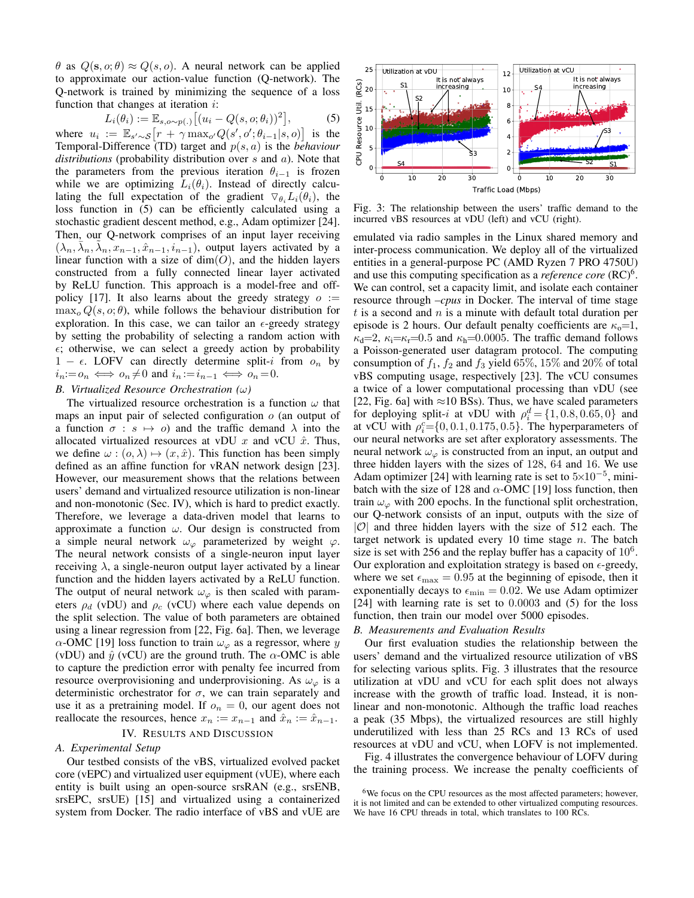$\theta$ as $Q(\mathbf{s}, o; \theta) \approx Q(s, o)$. A neural network can be applied to approximate our action-value function (Q-network). The Q-network is trained by minimizing the sequence of a loss function that changes at iteration $i$:

$$L_i(\theta_i) := \mathbb{E}_{s,o \sim p(.)}\big[(u_i - Q(s, o; \theta_i))^2\big], \tag{5}$$

where $u_i := \mathbb{E}_{s' \sim S}\big[r + \gamma \max_{o'} Q(s', o'; \theta_{i-1}|s, o)\big]$ is the Temporal-Difference (TD) target and $p(s, a)$ is the *behaviour distributions* (probability distribution over $s$ and $a$). Note that the parameters from the previous iteration $\theta_{i-1}$ is frozen while we are optimizing $L_i(\theta_i)$. Instead of directly calculating the full expectation of the gradient $\nabla_{\theta_i} L_i(\theta_i)$, the loss function in (5) can be efficiently calculated using a stochastic gradient descent method, e.g., Adam optimizer [24]. Then, our Q-network comprises of an input layer receiving $(\lambda_n, \bar{\lambda}_n, \tilde{\lambda}_n, x_{n-1}, \hat{x}_{n-1}, i_{n-1})$, output layers activated by a linear function with a size of $\dim(O)$, and the hidden layers constructed from a fully connected linear layer activated by ReLU function. This approach is a model-free and off-policy [17]. It also learns about the greedy strategy $o := \max_o Q(s, o; \theta)$, while follows the behaviour distribution for exploration. In this case, we can tailor an $\epsilon$-greedy strategy by setting the probability of selecting a random action with $\epsilon$; otherwise, we can select a greedy action by probability $1 - \epsilon$. LOFV can directly determine split-$i$ from $o_n$ by $i_n{:=}o_n \iff o_n{\neq}0$ and $i_n{:=}i_{n-1} \iff o_n{=}0$.

### B. Virtualized Resource Orchestration ($\omega$)

The virtualized resource orchestration is a function $\omega$ that maps an input pair of selected configuration $o$ (an output of a function $\sigma : s \mapsto o$) and the traffic demand $\lambda$ into the allocated virtualized resources at vDU $x$ and vCU $\hat{x}$. Thus, we define $\omega : (o, \lambda) \mapsto (x, \hat{x})$. This function has been simply defined as an affine function for vRAN network design [23]. However, our measurement shows that the relations between users' demand and virtualized resource utilization is non-linear and non-monotonic (Sec. IV), which is hard to predict exactly. Therefore, we leverage a data-driven model that learns to approximate a function $\omega$. Our design is constructed from a simple neural network $\omega_\varphi$ parameterized by weight $\varphi$. The neural network consists of a single-neuron input layer receiving $\lambda$, a single-neuron output layer activated by a linear function and the hidden layers activated by a ReLU function. The output of neural network $\omega_\varphi$ is then scaled with parameters $\rho_d$ (vDU) and $\rho_c$ (vCU) where each value depends on the split selection. The value of both parameters are obtained using a linear regression from [22, Fig. 6a]. Then, we leverage $\alpha$-OMC [19] loss function to train $\omega_\varphi$ as a regressor, where $y$ (vDU) and $\hat{y}$ (vCU) are the ground truth. The $\alpha$-OMC is able to capture the prediction error with penalty fee incurred from resource overprovisioning and underprovisioning. As $\omega_\varphi$ is a deterministic orchestrator for $\sigma$, we can train separately and use it as a pretraining model. If $o_n = 0$, our agent does not reallocate the resources, hence $x_n := x_{n-1}$ and $\hat{x}_n := \hat{x}_{n-1}$.

## IV. Results and Discussion

### A. Experimental Setup

Our testbed consists of the vBS, virtualized evolved packet core (vEPC) and virtualized user equipment (vUE), where each entity is built using an open-source srsRAN (e.g., srsENB, srsEPC, srsUE) [15] and virtualized using a containerized system from Docker. The radio interface of vBS and vUE are emulated via radio samples in the Linux shared memory and inter-process communication. We deploy all of the virtualized entities in a general-purpose PC (AMD Ryzen 7 PRO 4750U) and use this computing specification as a *reference core* (RC)[6]. We can control, set a capacity limit, and isolate each container resource through *–cpus* in Docker. The interval of time stage $t$ is a second and $n$ is a minute with default total duration per episode is 2 hours. Our default penalty coefficients are $\kappa_{\mathrm{o}}$=1, $\kappa_{\mathrm{d}}$=2, $\kappa_{\mathrm{i}}$=$\kappa_{\mathrm{r}}$=0.5 and $\kappa_{\mathrm{h}}$=0.0005. The traffic demand follows a Poisson-generated user datagram protocol. The computing consumption of $f_1$, $f_2$ and $f_3$ yield 65%, 15% and 20% of total vBS computing usage, respectively [23]. The vCU consumes a twice of a lower computational processing than vDU (see [22, Fig. 6a] with ≈10 BSs). Thus, we have scaled parameters for deploying split-$i$ at vDU with $\rho_i^d = \{1, 0.8, 0.65, 0\}$ and at vCU with $\rho_i^c$={0, 0.1, 0.175, 0.5}. The hyperparameters of our neural networks are set after exploratory assessments. The neural network $\omega_\varphi$ is constructed from an input, an output and three hidden layers with the sizes of 128, 64 and 16. We use Adam optimizer [24] with learning rate is set to $5{\times}10^{-5}$, mini-batch with the size of 128 and $\alpha$-OMC [19] loss function, then train $\omega_\varphi$ with 200 epochs. In the functional split orchestration, our Q-network consists of an input, outputs with the size of $|\mathcal{O}|$ and three hidden layers with the size of 512 each. The target network is updated every 10 time stage $n$. The batch size is set with 256 and the replay buffer has a capacity of $10^6$. Our exploration and exploitation strategy is based on $\epsilon$-greedy, where we set $\epsilon_{\max} = 0.95$ at the beginning of episode, then it exponentially decays to $\epsilon_{\min} = 0.02$. We use Adam optimizer [24] with learning rate is set to 0.0003 and (5) for the loss function, then train our model over 5000 episodes.

Fig. 3: The relationship between the users' traffic demand to the incurred vBS resources at vDU (left) and vCU (right).

### B. Measurements and Evaluation Results

Our first evaluation studies the relationship between the users' demand and the virtualized resource utilization of vBS for selecting various splits. Fig. 3 illustrates that the resource utilization at vDU and vCU for each split does not always increase with the growth of traffic load. Instead, it is non-linear and non-monotonic. Although the traffic load reaches a peak (35 Mbps), the virtualized resources are still highly underutilized with less than 25 RCs and 13 RCs of used resources at vDU and vCU, when LOFV is not implemented.

Fig. 4 illustrates the convergence behaviour of LOFV during the training process. We increase the penalty coefficients of

[6] We focus on the CPU resources as the most affected parameters; however, it is not limited and can be extended to other virtualized computing resources. We have 16 CPU threads in total, which translates to 100 RCs.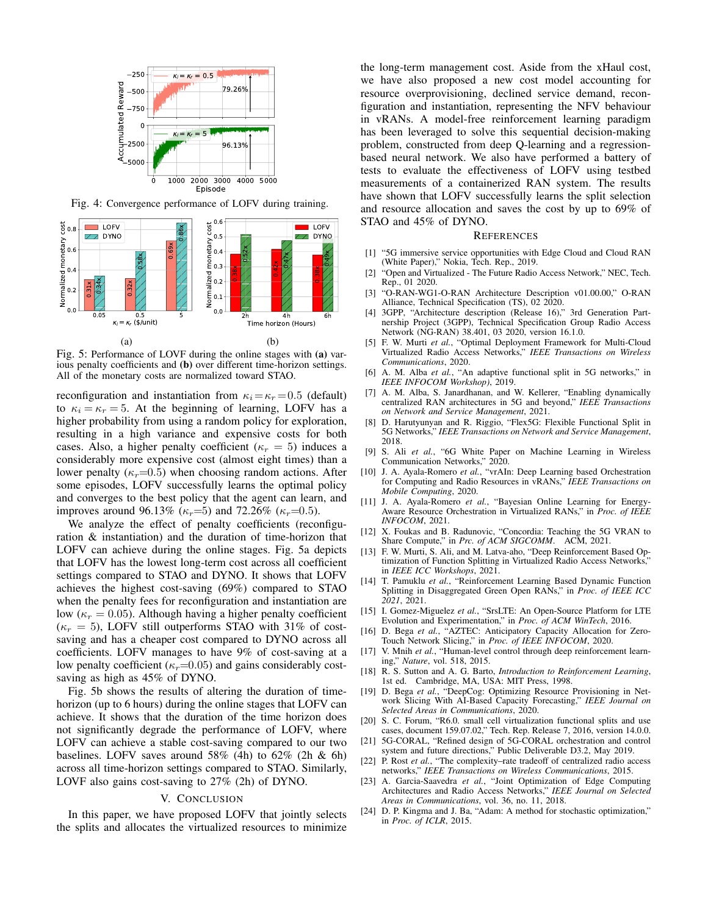−250
$\kappa_i = \kappa_r = 0.5$
−500
79.26%
−750
Accumulated Reward
0
$\kappa_i = \kappa_r = 5$
−2500
96.13%
−5000
0 1000 2000 3000 4000 5000
Episode

Fig. 4: Convergence performance of LOFV during training.

Normalized monetary cost
LOFV
DYNO
0.31x 0.34x 0.32x 0.58x 0.69x 0.86x
0.05 0.5 5
$\kappa_i = \kappa_r$ (\$/unit)

(a)

Normalized monetary cost
LOFV
DYNO
0.38x 0.52x 0.42x 0.47x 0.38x 0.49x
2h 4h 6h
Time horizon (Hours)

(b)

Fig. 5: Performance of LOVF during the online stages with **(a)** various penalty coefficients and **(b)** over different time-horizon settings. All of the monetary costs are normalized toward STAO.

reconfiguration and instantiation from $\kappa_i = \kappa_r = 0.5$ (default) to $\kappa_i = \kappa_r = 5$. At the beginning of learning, LOFV has a higher probability from using a random policy for exploration, resulting in a high variance and expensive costs for both cases. Also, a higher penalty coefficient ($\kappa_r = 5$) induces a considerably more expensive cost (almost eight times) than a lower penalty ($\kappa_r$=0.5) when choosing random actions. After some episodes, LOFV successfully learns the optimal policy and converges to the best policy that the agent can learn, and improves around 96.13% ($\kappa_r$=5) and 72.26% ($\kappa_r$=0.5).

We analyze the effect of penalty coefficients (reconfiguration & instantiation) and the duration of time-horizon that LOFV can achieve during the online stages. Fig. 5a depicts that LOFV has the lowest long-term cost across all coefficient settings compared to STAO and DYNO. It shows that LOFV achieves the highest cost-saving (69%) compared to STAO when the penalty fees for reconfiguration and instantiation are low ($\kappa_r = 0.05$). Although having a higher penalty coefficient ($\kappa_r = 5$), LOFV still outperforms STAO with 31% of cost-saving and has a cheaper cost compared to DYNO across all coefficients. LOFV manages to have 9% of cost-saving at a low penalty coefficient ($\kappa_r$=0.05) and gains considerably cost-saving as high as 45% of DYNO.

Fig. 5b shows the results of altering the duration of time-horizon (up to 6 hours) during the online stages that LOFV can achieve. It shows that the duration of the time horizon does not significantly degrade the performance of LOFV, where LOFV can achieve a stable cost-saving compared to our two baselines. LOFV saves around 58% (4h) to 62% (2h & 6h) across all time-horizon settings compared to STAO. Similarly, LOVF also gains cost-saving to 27% (2h) of DYNO.

## V. Conclusion

In this paper, we have proposed LOFV that jointly selects the splits and allocates the virtualized resources to minimize the long-term management cost. Aside from the xHaul cost, we have also proposed a new cost model accounting for resource overprovisioning, declined service demand, reconfiguration and instantiation, representing the NFV behaviour in vRANs. A model-free reinforcement learning paradigm has been leveraged to solve this sequential decision-making problem, constructed from deep Q-learning and a regression-based neural network. We also have performed a battery of tests to evaluate the effectiveness of LOFV using testbed measurements of a containerized RAN system. The results have shown that LOFV successfully learns the split selection and resource allocation and saves the cost by up to 69% of STAO and 45% of DYNO.

## References

[1] "5G immersive service opportunities with Edge Cloud and Cloud RAN (White Paper)," Nokia, Tech. Rep., 2019.

[2] "Open and Virtualized - The Future Radio Access Network," NEC, Tech. Rep., 01 2020.

[3] "O-RAN-WG1-O-RAN Architecture Description v01.00.00," O-RAN Alliance, Technical Specification (TS), 02 2020.

[4] 3GPP, "Architecture description (Release 16)," 3rd Generation Partnership Project (3GPP), Technical Specification Group Radio Access Network (NG-RAN) 38.401, 03 2020, version 16.1.0.

[5] F. W. Murti *et al.*, "Optimal Deployment Framework for Multi-Cloud Virtualized Radio Access Networks," *IEEE Transactions on Wireless Communications*, 2020.

[6] A. M. Alba *et al.*, "An adaptive functional split in 5G networks," in *IEEE INFOCOM Workshop)*, 2019.

[7] A. M. Alba, S. Janardhanan, and W. Kellerer, "Enabling dynamically centralized RAN architectures in 5G and beyond," *IEEE Transactions on Network and Service Management*, 2021.

[8] D. Harutyunyan and R. Riggio, "Flex5G: Flexible Functional Split in 5G Networks," *IEEE Transactions on Network and Service Management*, 2018.

[9] S. Ali *et al.*, "6G White Paper on Machine Learning in Wireless Communication Networks," 2020.

[10] J. A. Ayala-Romero *et al.*, "vrAIn: Deep Learning based Orchestration for Computing and Radio Resources in vRANs," *IEEE Transactions on Mobile Computing*, 2020.

[11] J. A. Ayala-Romero *et al.*, "Bayesian Online Learning for Energy-Aware Resource Orchestration in Virtualized RANs," in *Proc. of IEEE INFOCOM*, 2021.

[12] X. Foukas and B. Radunovic, "Concordia: Teaching the 5G VRAN to Share Compute," in *Prc. of ACM SIGCOMM*. ACM, 2021.

[13] F. W. Murti, S. Ali, and M. Latva-aho, "Deep Reinforcement Based Optimization of Function Splitting in Virtualized Radio Access Networks," in *IEEE ICC Workshops*, 2021.

[14] T. Pamuklu *et al.*, "Reinforcement Learning Based Dynamic Function Splitting in Disaggregated Green Open RANs," in *Proc. of IEEE ICC 2021*, 2021.

[15] I. Gomez-Miguelez *et al.*, "SrsLTE: An Open-Source Platform for LTE Evolution and Experimentation," in *Proc. of ACM WinTech*, 2016.

[16] D. Bega *et al.*, "AZTEC: Anticipatory Capacity Allocation for Zero-Touch Network Slicing," in *Proc. of IEEE INFOCOM*, 2020.

[17] V. Mnih *et al.*, "Human-level control through deep reinforcement learning," *Nature*, vol. 518, 2015.

[18] R. S. Sutton and A. G. Barto, *Introduction to Reinforcement Learning*, 1st ed. Cambridge, MA, USA: MIT Press, 1998.

[19] D. Bega *et al.*, "DeepCog: Optimizing Resource Provisioning in Network Slicing With AI-Based Capacity Forecasting," *IEEE Journal on Selected Areas in Communications*, 2020.

[20] S. C. Forum, "R6.0. small cell virtualization functional splits and use cases, document 159.07.02," Tech. Rep. Release 7, 2016, version 14.0.0.

[21] 5G-CORAL, "Refined design of 5G-CORAL orchestration and control system and future directions," Public Deliverable D3.2, May 2019.

[22] P. Rost *et al.*, "The complexity–rate tradeoff of centralized radio access networks," *IEEE Transactions on Wireless Communications*, 2015.

[23] A. Garcia-Saavedra *et al.*, "Joint Optimization of Edge Computing Architectures and Radio Access Networks," *IEEE Journal on Selected Areas in Communications*, vol. 36, no. 11, 2018.

[24] D. P. Kingma and J. Ba, "Adam: A method for stochastic optimization," in *Proc. of ICLR*, 2015.